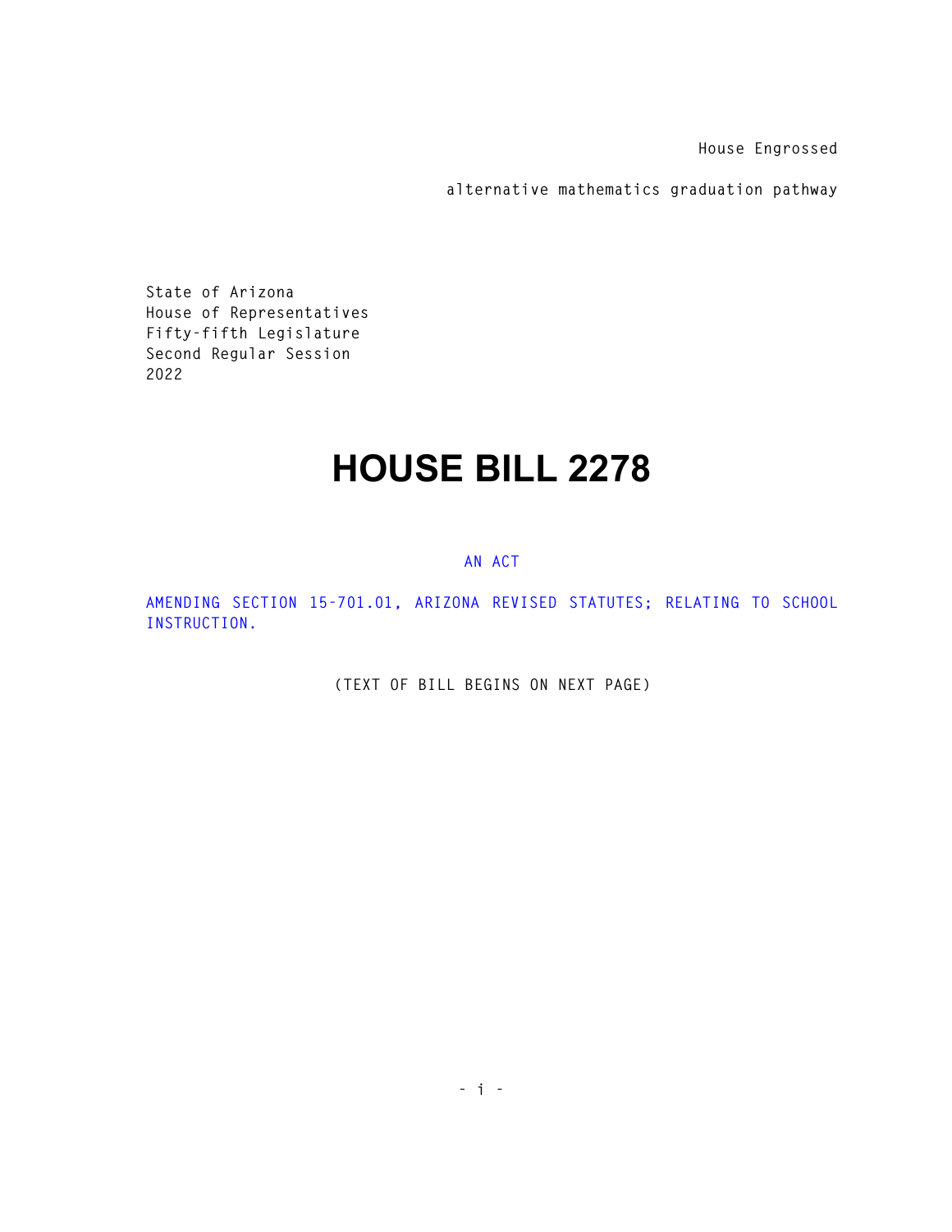House Engrossed

alternative mathematics graduation pathway

State of Arizona
House of Representatives
Fifty-fifth Legislature
Second Regular Session
2022

# HOUSE BILL 2278

AN ACT

AMENDING SECTION 15-701.01, ARIZONA REVISED STATUTES; RELATING TO SCHOOL INSTRUCTION.

(TEXT OF BILL BEGINS ON NEXT PAGE)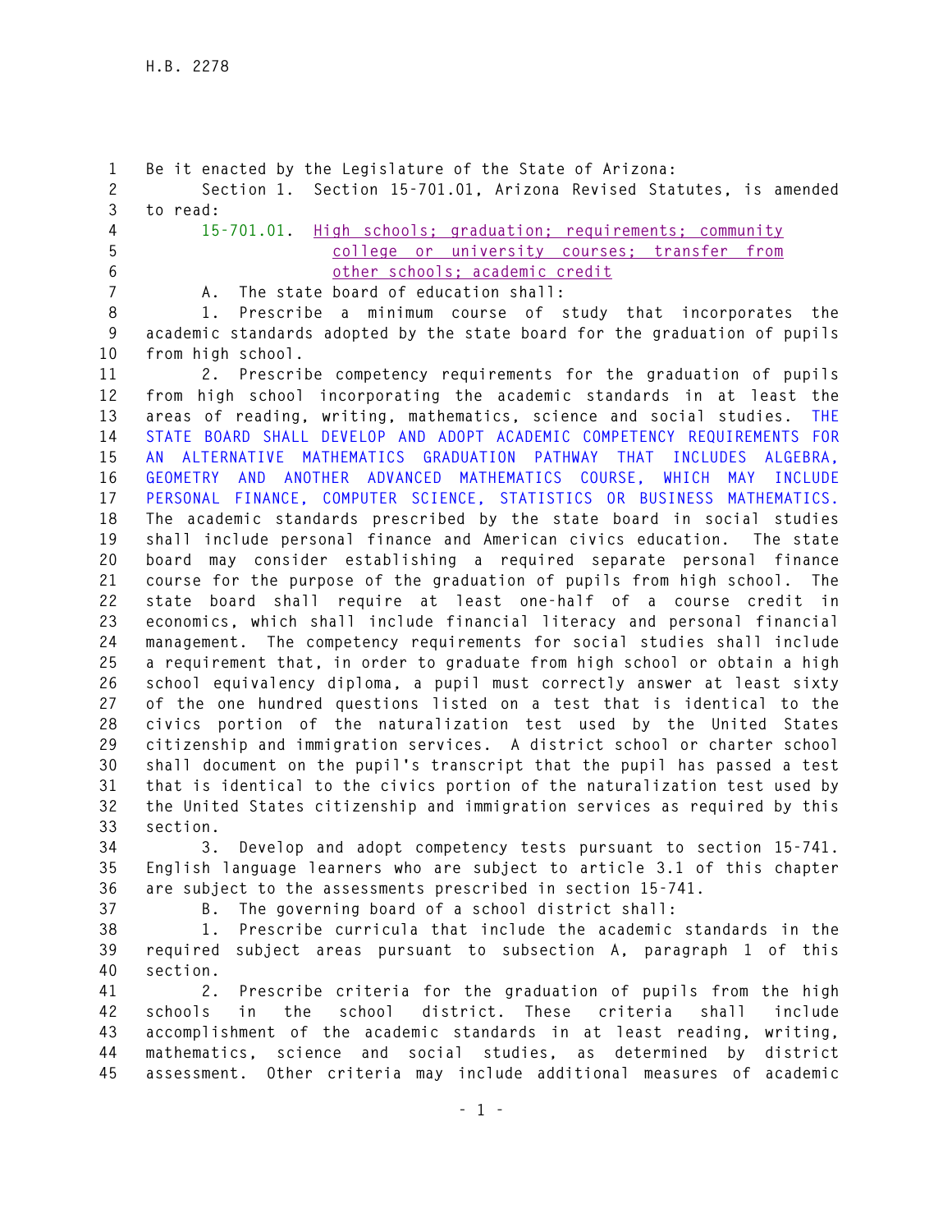Be it enacted by the Legislature of the State of Arizona:

Section 1. Section 15-701.01, Arizona Revised Statutes, is amended to read:

15-701.01. High schools; graduation; requirements; community college or university courses; transfer from other schools; academic credit

A. The state board of education shall:

1. Prescribe a minimum course of study that incorporates the academic standards adopted by the state board for the graduation of pupils from high school.

2. Prescribe competency requirements for the graduation of pupils from high school incorporating the academic standards in at least the areas of reading, writing, mathematics, science and social studies. THE STATE BOARD SHALL DEVELOP AND ADOPT ACADEMIC COMPETENCY REQUIREMENTS FOR AN ALTERNATIVE MATHEMATICS GRADUATION PATHWAY THAT INCLUDES ALGEBRA, GEOMETRY AND ANOTHER ADVANCED MATHEMATICS COURSE, WHICH MAY INCLUDE PERSONAL FINANCE, COMPUTER SCIENCE, STATISTICS OR BUSINESS MATHEMATICS. The academic standards prescribed by the state board in social studies shall include personal finance and American civics education. The state board may consider establishing a required separate personal finance course for the purpose of the graduation of pupils from high school. The state board shall require at least one-half of a course credit in economics, which shall include financial literacy and personal financial management. The competency requirements for social studies shall include a requirement that, in order to graduate from high school or obtain a high school equivalency diploma, a pupil must correctly answer at least sixty of the one hundred questions listed on a test that is identical to the civics portion of the naturalization test used by the United States citizenship and immigration services. A district school or charter school shall document on the pupil's transcript that the pupil has passed a test that is identical to the civics portion of the naturalization test used by the United States citizenship and immigration services as required by this section.

3. Develop and adopt competency tests pursuant to section 15-741. English language learners who are subject to article 3.1 of this chapter are subject to the assessments prescribed in section 15-741.

B. The governing board of a school district shall:

1. Prescribe curricula that include the academic standards in the required subject areas pursuant to subsection A, paragraph 1 of this section.

2. Prescribe criteria for the graduation of pupils from the high schools in the school district. These criteria shall include accomplishment of the academic standards in at least reading, writing, mathematics, science and social studies, as determined by district assessment. Other criteria may include additional measures of academic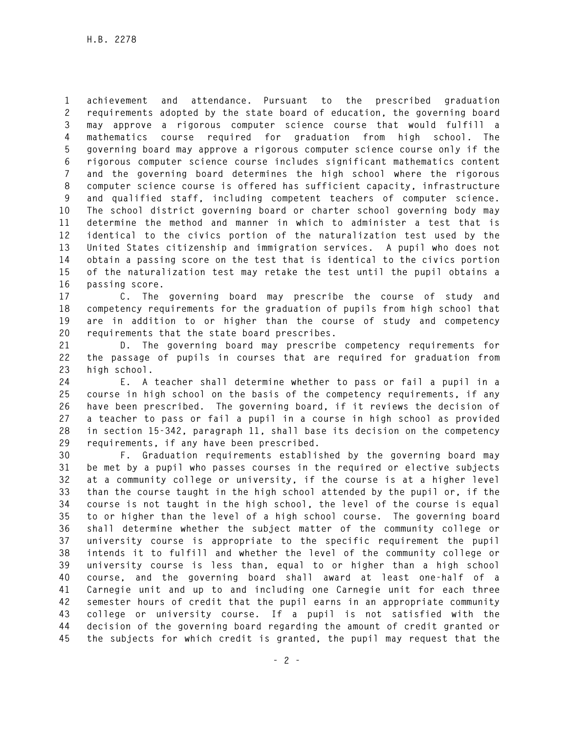achievement and attendance. Pursuant to the prescribed graduation requirements adopted by the state board of education, the governing board may approve a rigorous computer science course that would fulfill a mathematics course required for graduation from high school. The governing board may approve a rigorous computer science course only if the rigorous computer science course includes significant mathematics content and the governing board determines the high school where the rigorous computer science course is offered has sufficient capacity, infrastructure and qualified staff, including competent teachers of computer science. The school district governing board or charter school governing body may determine the method and manner in which to administer a test that is identical to the civics portion of the naturalization test used by the United States citizenship and immigration services. A pupil who does not obtain a passing score on the test that is identical to the civics portion of the naturalization test may retake the test until the pupil obtains a passing score.

C. The governing board may prescribe the course of study and competency requirements for the graduation of pupils from high school that are in addition to or higher than the course of study and competency requirements that the state board prescribes.

D. The governing board may prescribe competency requirements for the passage of pupils in courses that are required for graduation from high school.

E. A teacher shall determine whether to pass or fail a pupil in a course in high school on the basis of the competency requirements, if any have been prescribed. The governing board, if it reviews the decision of a teacher to pass or fail a pupil in a course in high school as provided in section 15-342, paragraph 11, shall base its decision on the competency requirements, if any have been prescribed.

F. Graduation requirements established by the governing board may be met by a pupil who passes courses in the required or elective subjects at a community college or university, if the course is at a higher level than the course taught in the high school attended by the pupil or, if the course is not taught in the high school, the level of the course is equal to or higher than the level of a high school course. The governing board shall determine whether the subject matter of the community college or university course is appropriate to the specific requirement the pupil intends it to fulfill and whether the level of the community college or university course is less than, equal to or higher than a high school course, and the governing board shall award at least one-half of a Carnegie unit and up to and including one Carnegie unit for each three semester hours of credit that the pupil earns in an appropriate community college or university course. If a pupil is not satisfied with the decision of the governing board regarding the amount of credit granted or the subjects for which credit is granted, the pupil may request that the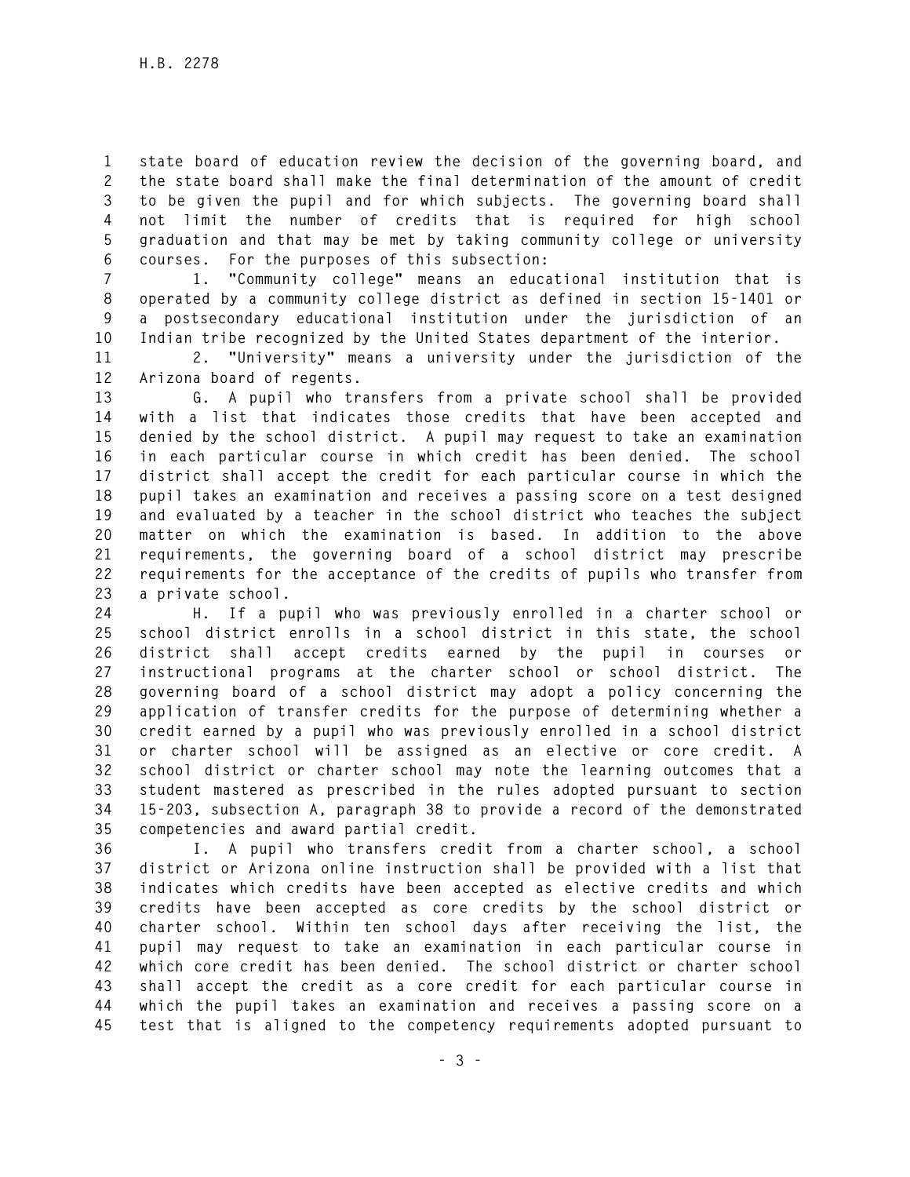state board of education review the decision of the governing board, and the state board shall make the final determination of the amount of credit to be given the pupil and for which subjects. The governing board shall not limit the number of credits that is required for high school graduation and that may be met by taking community college or university courses. For the purposes of this subsection:

1. "Community college" means an educational institution that is operated by a community college district as defined in section 15-1401 or a postsecondary educational institution under the jurisdiction of an Indian tribe recognized by the United States department of the interior.

2. "University" means a university under the jurisdiction of the Arizona board of regents.

G. A pupil who transfers from a private school shall be provided with a list that indicates those credits that have been accepted and denied by the school district. A pupil may request to take an examination in each particular course in which credit has been denied. The school district shall accept the credit for each particular course in which the pupil takes an examination and receives a passing score on a test designed and evaluated by a teacher in the school district who teaches the subject matter on which the examination is based. In addition to the above requirements, the governing board of a school district may prescribe requirements for the acceptance of the credits of pupils who transfer from a private school.

H. If a pupil who was previously enrolled in a charter school or school district enrolls in a school district in this state, the school district shall accept credits earned by the pupil in courses or instructional programs at the charter school or school district. The governing board of a school district may adopt a policy concerning the application of transfer credits for the purpose of determining whether a credit earned by a pupil who was previously enrolled in a school district or charter school will be assigned as an elective or core credit. A school district or charter school may note the learning outcomes that a student mastered as prescribed in the rules adopted pursuant to section 15-203, subsection A, paragraph 38 to provide a record of the demonstrated competencies and award partial credit.

I. A pupil who transfers credit from a charter school, a school district or Arizona online instruction shall be provided with a list that indicates which credits have been accepted as elective credits and which credits have been accepted as core credits by the school district or charter school. Within ten school days after receiving the list, the pupil may request to take an examination in each particular course in which core credit has been denied. The school district or charter school shall accept the credit as a core credit for each particular course in which the pupil takes an examination and receives a passing score on a test that is aligned to the competency requirements adopted pursuant to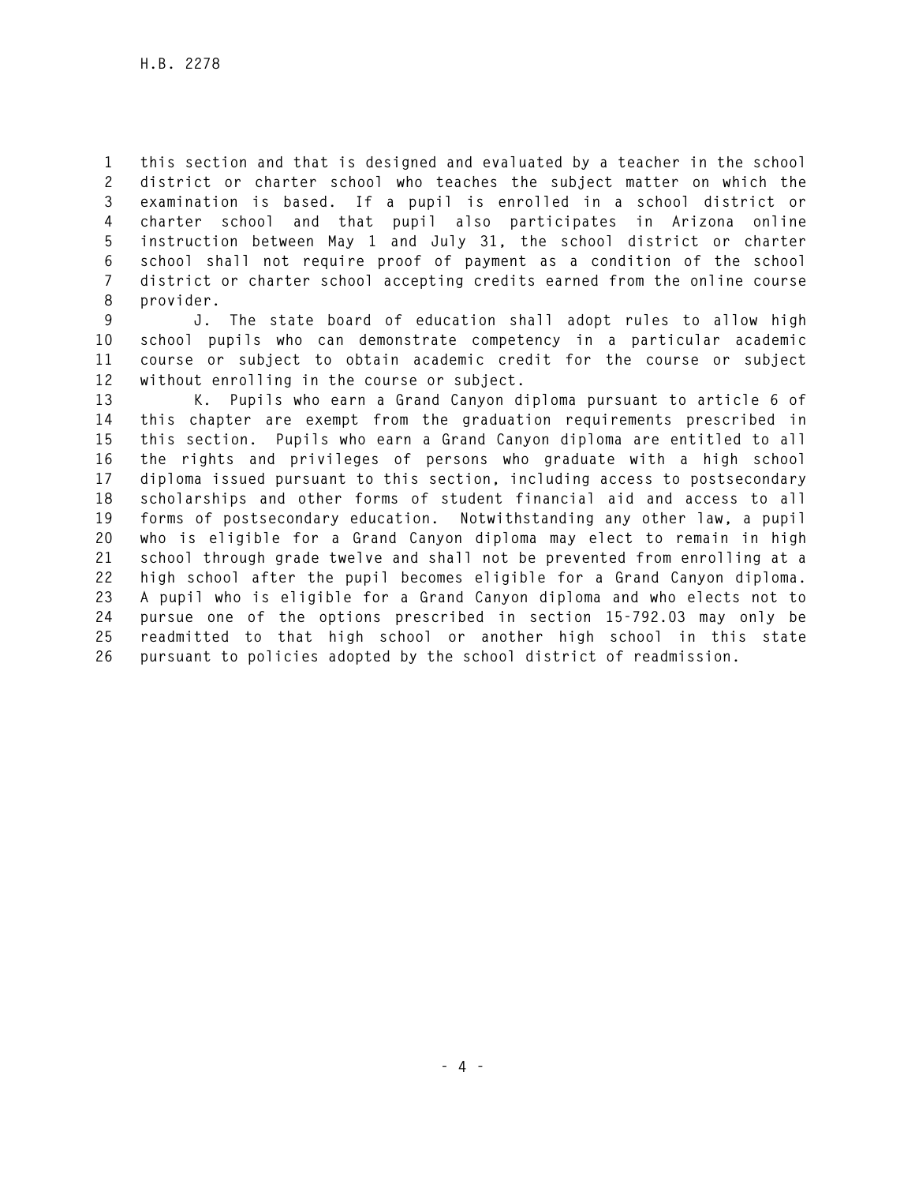this section and that is designed and evaluated by a teacher in the school district or charter school who teaches the subject matter on which the examination is based. If a pupil is enrolled in a school district or charter school and that pupil also participates in Arizona online instruction between May 1 and July 31, the school district or charter school shall not require proof of payment as a condition of the school district or charter school accepting credits earned from the online course provider.

J. The state board of education shall adopt rules to allow high school pupils who can demonstrate competency in a particular academic course or subject to obtain academic credit for the course or subject without enrolling in the course or subject.

K. Pupils who earn a Grand Canyon diploma pursuant to article 6 of this chapter are exempt from the graduation requirements prescribed in this section. Pupils who earn a Grand Canyon diploma are entitled to all the rights and privileges of persons who graduate with a high school diploma issued pursuant to this section, including access to postsecondary scholarships and other forms of student financial aid and access to all forms of postsecondary education. Notwithstanding any other law, a pupil who is eligible for a Grand Canyon diploma may elect to remain in high school through grade twelve and shall not be prevented from enrolling at a high school after the pupil becomes eligible for a Grand Canyon diploma. A pupil who is eligible for a Grand Canyon diploma and who elects not to pursue one of the options prescribed in section 15-792.03 may only be readmitted to that high school or another high school in this state pursuant to policies adopted by the school district of readmission.